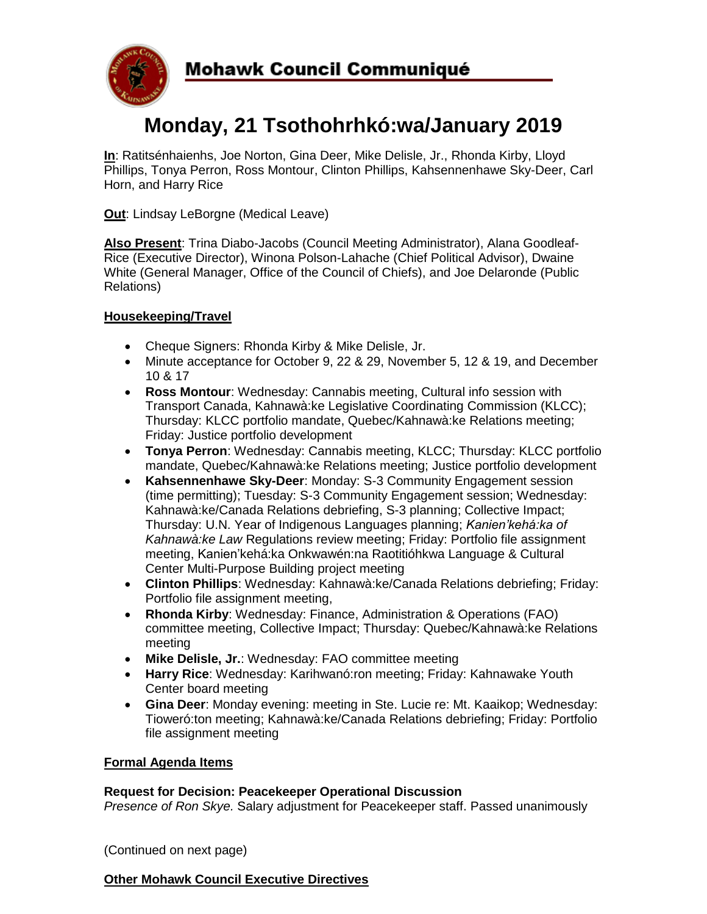# Mohawk Council Communiqué

## Monday, 21 Tsothohrhkó:wa/January 2019

**In**: Ratitsénhaienhs, Joe Norton, Gina Deer, Mike Delisle, Jr., Rhonda Kirby, Lloyd Phillips, Tonya Perron, Ross Montour, Clinton Phillips, Kahsennenhawe Sky-Deer, Carl Horn, and Harry Rice

**Out**: Lindsay LeBorgne (Medical Leave)

**Also Present**: Trina Diabo-Jacobs (Council Meeting Administrator), Alana Goodleaf-Rice (Executive Director), Winona Polson-Lahache (Chief Political Advisor), Dwaine White (General Manager, Office of the Council of Chiefs), and Joe Delaronde (Public Relations)

### Housekeeping/Travel

- Cheque Signers: Rhonda Kirby & Mike Delisle, Jr.
- Minute acceptance for October 9, 22 & 29, November 5, 12 & 19, and December 10 & 17
- **Ross Montour**: Wednesday: Cannabis meeting, Cultural info session with Transport Canada, Kahnawà:ke Legislative Coordinating Commission (KLCC); Thursday: KLCC portfolio mandate, Quebec/Kahnawà:ke Relations meeting; Friday: Justice portfolio development
- **Tonya Perron**: Wednesday: Cannabis meeting, KLCC; Thursday: KLCC portfolio mandate, Quebec/Kahnawà:ke Relations meeting; Justice portfolio development
- **Kahsennenhawe Sky-Deer**: Monday: S-3 Community Engagement session (time permitting); Tuesday: S-3 Community Engagement session; Wednesday: Kahnawà:ke/Canada Relations debriefing, S-3 planning; Collective Impact; Thursday: U.N. Year of Indigenous Languages planning; *Kanien'kehá:ka of Kahnawà:ke Law* Regulations review meeting; Friday: Portfolio file assignment meeting, Kanien'kehá:ka Onkwawén:na Raotitióhkwa Language & Cultural Center Multi-Purpose Building project meeting
- **Clinton Phillips**: Wednesday: Kahnawà:ke/Canada Relations debriefing; Friday: Portfolio file assignment meeting,
- **Rhonda Kirby**: Wednesday: Finance, Administration & Operations (FAO) committee meeting, Collective Impact; Thursday: Quebec/Kahnawà:ke Relations meeting
- **Mike Delisle, Jr.**: Wednesday: FAO committee meeting
- **Harry Rice**: Wednesday: Karihwanó:ron meeting; Friday: Kahnawake Youth Center board meeting
- **Gina Deer**: Monday evening: meeting in Ste. Lucie re: Mt. Kaaikop; Wednesday: Tioweró:ton meeting; Kahnawà:ke/Canada Relations debriefing; Friday: Portfolio file assignment meeting

### Formal Agenda Items

**Request for Decision: Peacekeeper Operational Discussion**
*Presence of Ron Skye.* Salary adjustment for Peacekeeper staff. Passed unanimously

(Continued on next page)

### Other Mohawk Council Executive Directives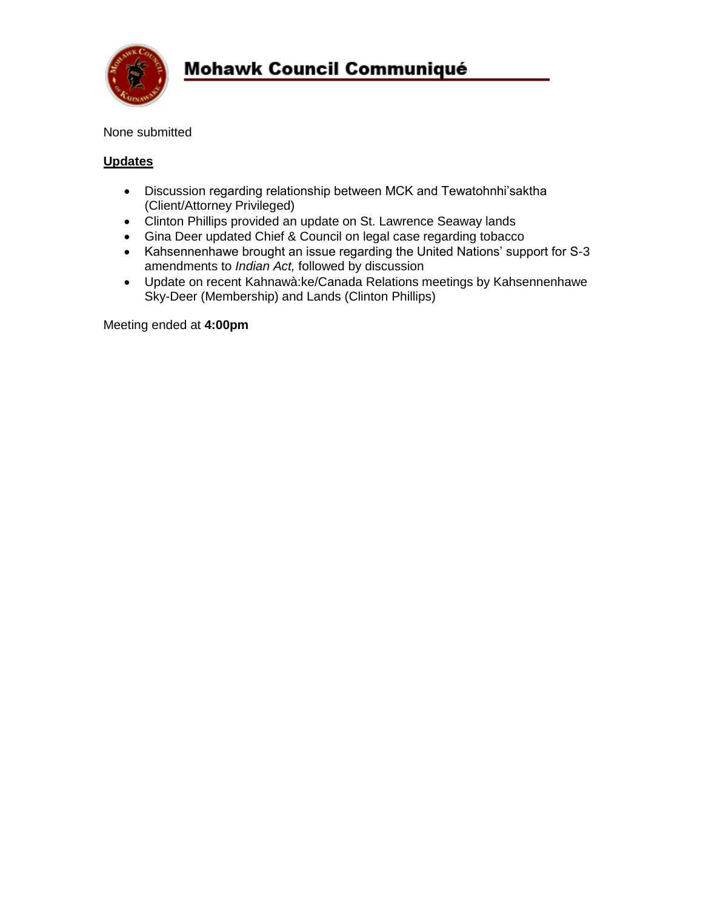None submitted

**Updates**

- Discussion regarding relationship between MCK and Tewatohnhi'saktha (Client/Attorney Privileged)
- Clinton Phillips provided an update on St. Lawrence Seaway lands
- Gina Deer updated Chief & Council on legal case regarding tobacco
- Kahsennenhawe brought an issue regarding the United Nations' support for S-3 amendments to *Indian Act,* followed by discussion
- Update on recent Kahnawà:ke/Canada Relations meetings by Kahsennenhawe Sky-Deer (Membership) and Lands (Clinton Phillips)

Meeting ended at **4:00pm**